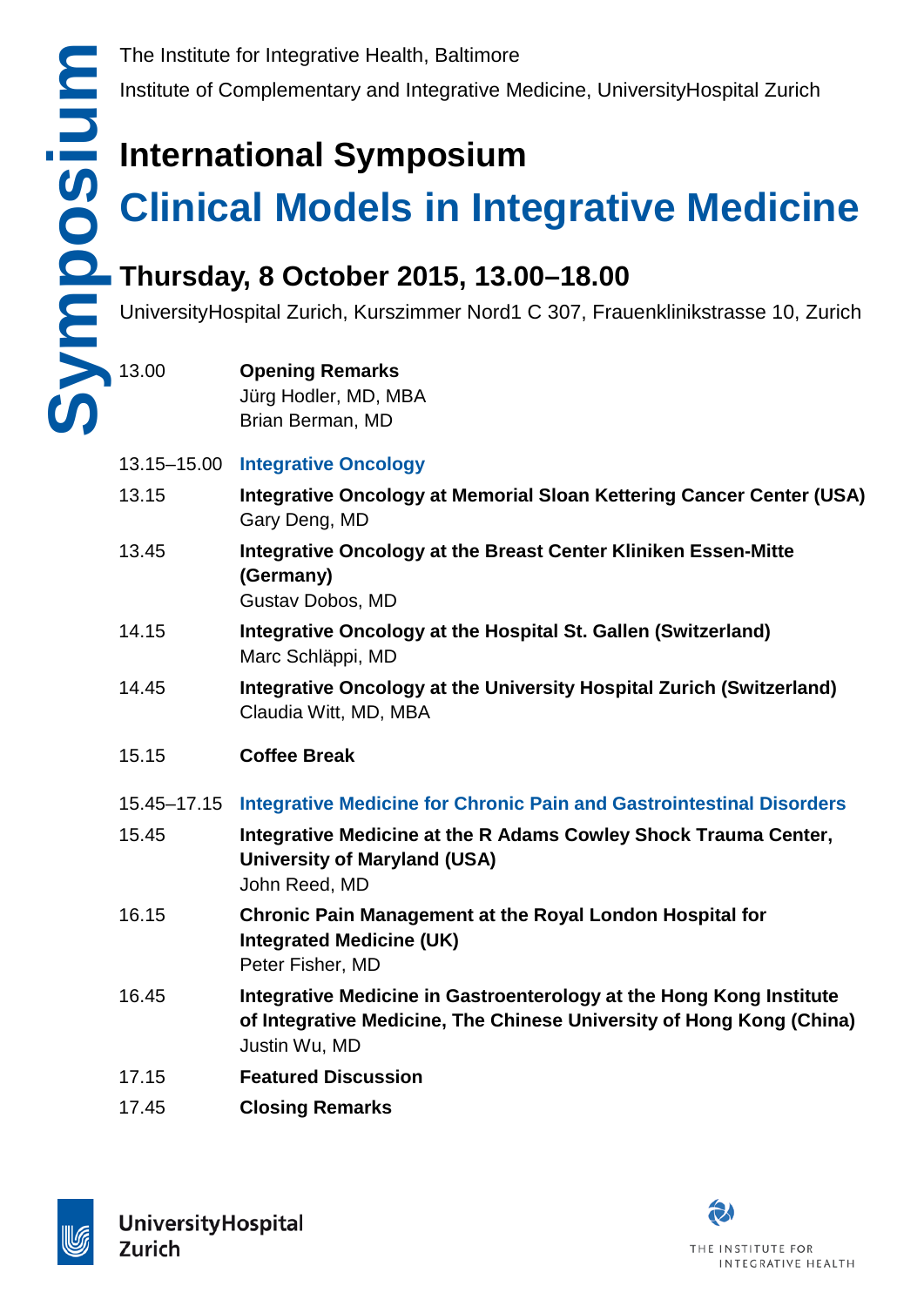Symposium

The Institute for Integrative Health, Baltimore

Institute of Complementary and Integrative Medicine, UniversityHospital Zurich

# International Symposium

# Clinical Models in Integrative Medicine

## Thursday, 8 October 2015, 13.00–18.00

UniversityHospital Zurich, Kurszimmer Nord1 C 307, Frauenklinikstrasse 10, Zurich

| | |
|---|---|
| 13.00 | **Opening Remarks**<br>Jürg Hodler, MD, MBA<br>Brian Berman, MD |
| 13.15–15.00 | **Integrative Oncology** |
| 13.15 | **Integrative Oncology at Memorial Sloan Kettering Cancer Center (USA)**<br>Gary Deng, MD |
| 13.45 | **Integrative Oncology at the Breast Center Kliniken Essen-Mitte (Germany)**<br>Gustav Dobos, MD |
| 14.15 | **Integrative Oncology at the Hospital St. Gallen (Switzerland)**<br>Marc Schläppi, MD |
| 14.45 | **Integrative Oncology at the University Hospital Zurich (Switzerland)**<br>Claudia Witt, MD, MBA |
| 15.15 | **Coffee Break** |
| 15.45–17.15 | **Integrative Medicine for Chronic Pain and Gastrointestinal Disorders** |
| 15.45 | **Integrative Medicine at the R Adams Cowley Shock Trauma Center, University of Maryland (USA)**<br>John Reed, MD |
| 16.15 | **Chronic Pain Management at the Royal London Hospital for Integrated Medicine (UK)**<br>Peter Fisher, MD |
| 16.45 | **Integrative Medicine in Gastroenterology at the Hong Kong Institute of Integrative Medicine, The Chinese University of Hong Kong (China)**<br>Justin Wu, MD |
| 17.15 | **Featured Discussion** |
| 17.45 | **Closing Remarks** |

UniversityHospital Zurich

THE INSTITUTE FOR INTEGRATIVE HEALTH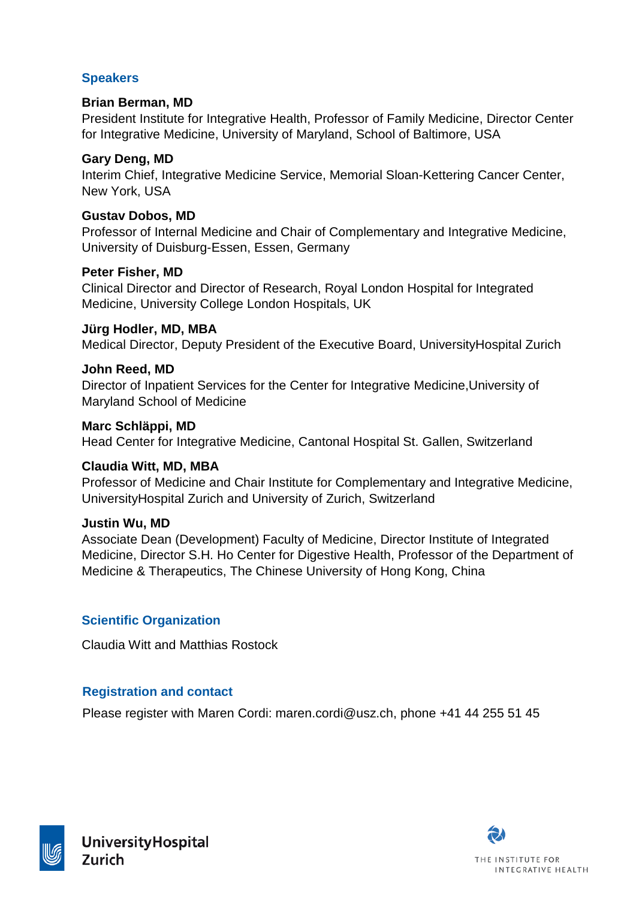## Speakers

**Brian Berman, MD**
President Institute for Integrative Health, Professor of Family Medicine, Director Center for Integrative Medicine, University of Maryland, School of Baltimore, USA

**Gary Deng, MD**
Interim Chief, Integrative Medicine Service, Memorial Sloan-Kettering Cancer Center, New York, USA

**Gustav Dobos, MD**
Professor of Internal Medicine and Chair of Complementary and Integrative Medicine, University of Duisburg-Essen, Essen, Germany

**Peter Fisher, MD**
Clinical Director and Director of Research, Royal London Hospital for Integrated Medicine, University College London Hospitals, UK

**Jürg Hodler, MD, MBA**
Medical Director, Deputy President of the Executive Board, UniversityHospital Zurich

**John Reed, MD**
Director of Inpatient Services for the Center for Integrative Medicine,University of Maryland School of Medicine

**Marc Schläppi, MD**
Head Center for Integrative Medicine, Cantonal Hospital St. Gallen, Switzerland

**Claudia Witt, MD, MBA**
Professor of Medicine and Chair Institute for Complementary and Integrative Medicine, UniversityHospital Zurich and University of Zurich, Switzerland

**Justin Wu, MD**
Associate Dean (Development) Faculty of Medicine, Director Institute of Integrated Medicine, Director S.H. Ho Center for Digestive Health, Professor of the Department of Medicine & Therapeutics, The Chinese University of Hong Kong, China

## Scientific Organization

Claudia Witt and Matthias Rostock

## Registration and contact

Please register with Maren Cordi: maren.cordi@usz.ch, phone +41 44 255 51 45

UniversityHospital Zurich

THE INSTITUTE FOR INTEGRATIVE HEALTH